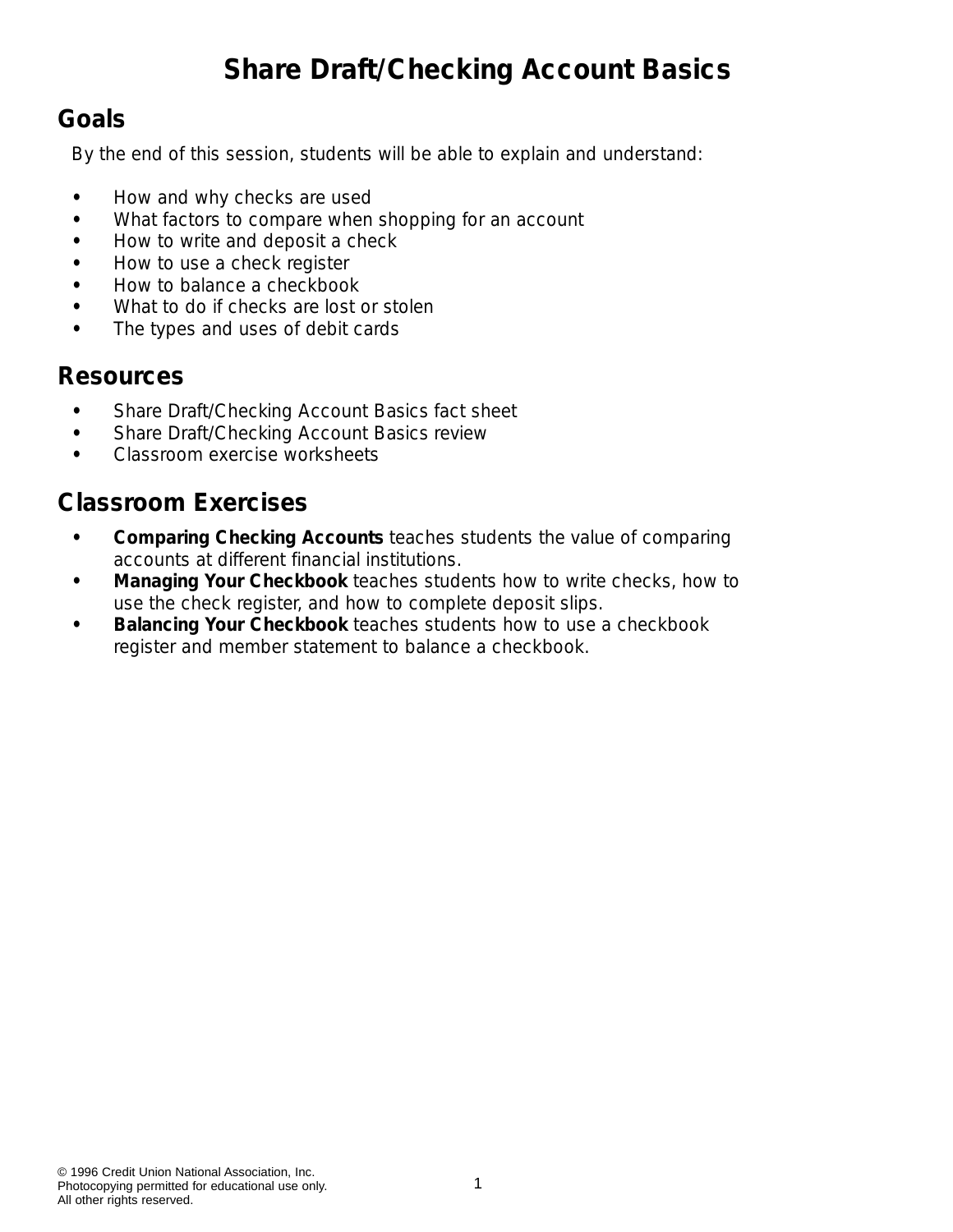# Share Draft/Checking Account Basics

## Goals

By the end of this session, students will be able to explain and understand:

- How and why checks are used
- What factors to compare when shopping for an account
- How to write and deposit a check
- How to use a check register
- How to balance a checkbook
- What to do if checks are lost or stolen
- The types and uses of debit cards

## Resources

- Share Draft/Checking Account Basics fact sheet
- Share Draft/Checking Account Basics review
- Classroom exercise worksheets

## Classroom Exercises

- **Comparing Checking Accounts** teaches students the value of comparing accounts at different financial institutions.
- **Managing Your Checkbook** teaches students how to write checks, how to use the check register, and how to complete deposit slips.
- **Balancing Your Checkbook** teaches students how to use a checkbook register and member statement to balance a checkbook.

© 1996 Credit Union National Association, Inc.
Photocopying permitted for educational use only.
All other rights reserved.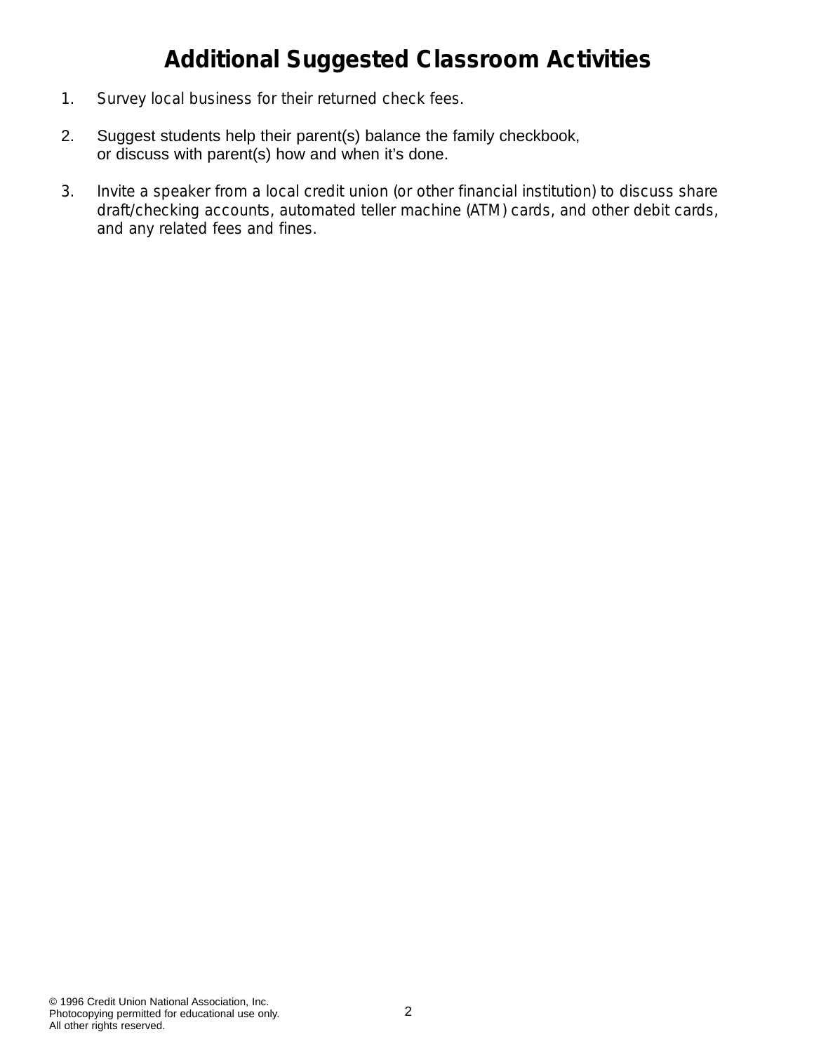# Additional Suggested Classroom Activities

1. Survey local business for their returned check fees.

2. Suggest students help their parent(s) balance the family checkbook, or discuss with parent(s) how and when it's done.

3. Invite a speaker from a local credit union (or other financial institution) to discuss share draft/checking accounts, automated teller machine (ATM) cards, and other debit cards, and any related fees and fines.

© 1996 Credit Union National Association, Inc.
Photocopying permitted for educational use only.
All other rights reserved.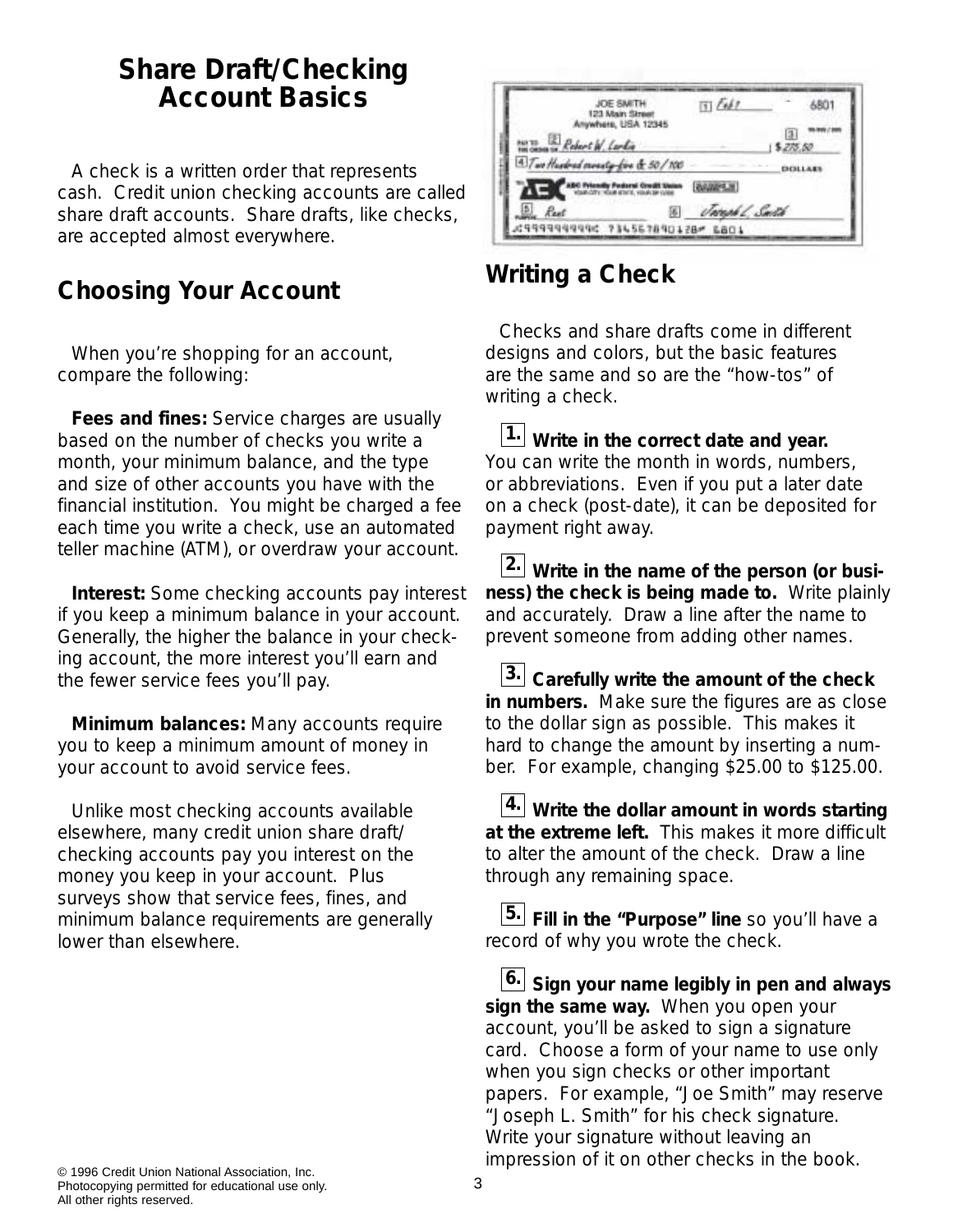# Share Draft/Checking Account Basics

A check is a written order that represents cash. Credit union checking accounts are called share draft accounts. Share drafts, like checks, are accepted almost everywhere.

## Choosing Your Account

When you're shopping for an account, compare the following:

**Fees and fines:** Service charges are usually based on the number of checks you write a month, your minimum balance, and the type and size of other accounts you have with the financial institution. You might be charged a fee each time you write a check, use an automated teller machine (ATM), or overdraw your account.

**Interest:** Some checking accounts pay interest if you keep a minimum balance in your account. Generally, the higher the balance in your checking account, the more interest you'll earn and the fewer service fees you'll pay.

**Minimum balances:** Many accounts require you to keep a minimum amount of money in your account to avoid service fees.

Unlike most checking accounts available elsewhere, many credit union share draft/checking accounts pay you interest on the money you keep in your account. Plus surveys show that service fees, fines, and minimum balance requirements are generally lower than elsewhere.

## Writing a Check

Checks and share drafts come in different designs and colors, but the basic features are the same and so are the "how-tos" of writing a check.

**1. Write in the correct date and year.** You can write the month in words, numbers, or abbreviations. Even if you put a later date on a check (post-date), it can be deposited for payment right away.

**2. Write in the name of the person (or business) the check is being made to.** Write plainly and accurately. Draw a line after the name to prevent someone from adding other names.

**3. Carefully write the amount of the check in numbers.** Make sure the figures are as close to the dollar sign as possible. This makes it hard to change the amount by inserting a number. For example, changing $25.00 to $125.00.

**4. Write the dollar amount in words starting at the extreme left.** This makes it more difficult to alter the amount of the check. Draw a line through any remaining space.

**5. Fill in the "Purpose" line** so you'll have a record of why you wrote the check.

**6. Sign your name legibly in pen and always sign the same way.** When you open your account, you'll be asked to sign a signature card. Choose a form of your name to use only when you sign checks or other important papers. For example, "Joe Smith" may reserve "Joseph L. Smith" for his check signature. Write your signature without leaving an impression of it on other checks in the book.

© 1996 Credit Union National Association, Inc.
Photocopying permitted for educational use only.
All other rights reserved.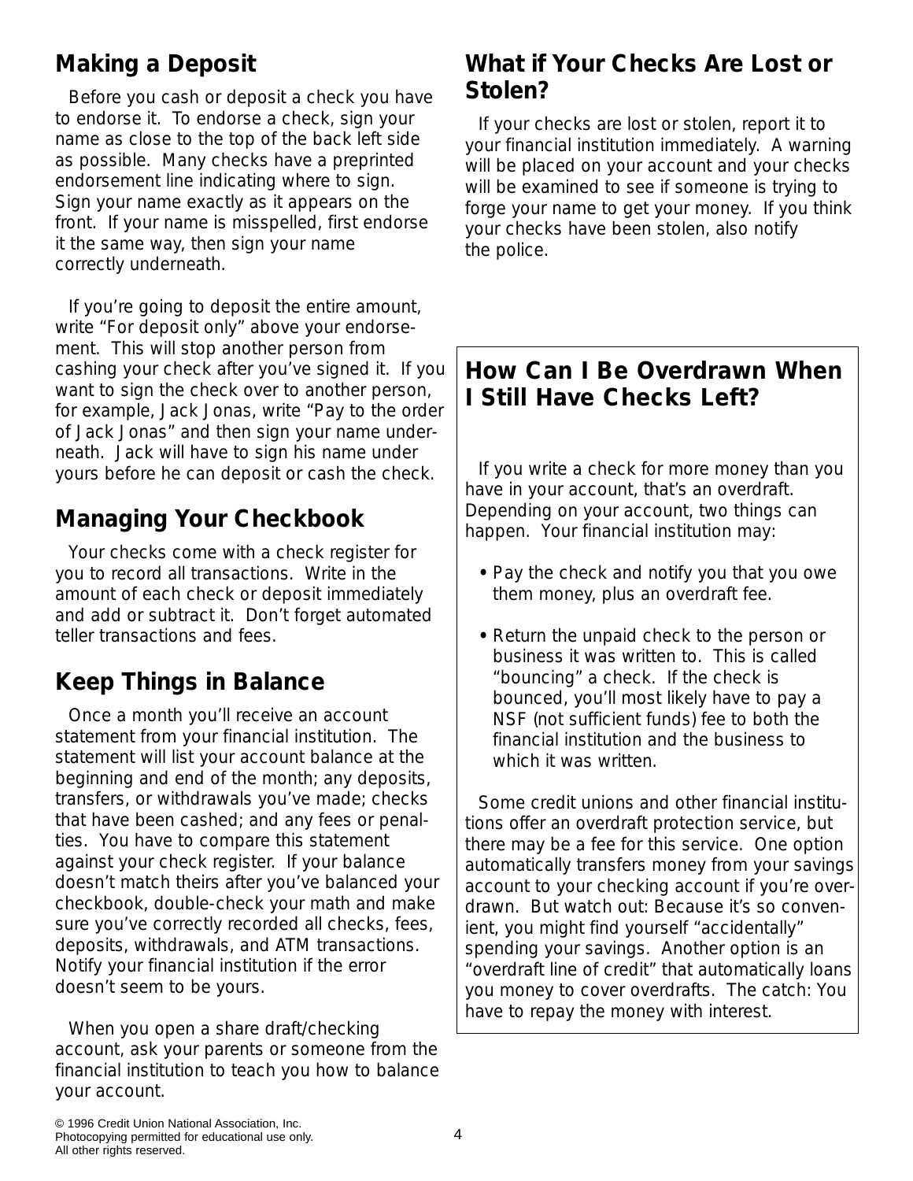## Making a Deposit

Before you cash or deposit a check you have to endorse it. To endorse a check, sign your name as close to the top of the back left side as possible. Many checks have a preprinted endorsement line indicating where to sign. Sign your name exactly as it appears on the front. If your name is misspelled, first endorse it the same way, then sign your name correctly underneath.

If you're going to deposit the entire amount, write "For deposit only" above your endorsement. This will stop another person from cashing your check after you've signed it. If you want to sign the check over to another person, for example, Jack Jonas, write "Pay to the order of Jack Jonas" and then sign your name underneath. Jack will have to sign his name under yours before he can deposit or cash the check.

## Managing Your Checkbook

Your checks come with a check register for you to record all transactions. Write in the amount of each check or deposit immediately and add or subtract it. Don't forget automated teller transactions and fees.

## Keep Things in Balance

Once a month you'll receive an account statement from your financial institution. The statement will list your account balance at the beginning and end of the month; any deposits, transfers, or withdrawals you've made; checks that have been cashed; and any fees or penalties. You have to compare this statement against your check register. If your balance doesn't match theirs after you've balanced your checkbook, double-check your math and make sure you've correctly recorded all checks, fees, deposits, withdrawals, and ATM transactions. Notify your financial institution if the error doesn't seem to be yours.

When you open a share draft/checking account, ask your parents or someone from the financial institution to teach you how to balance your account.

## What if Your Checks Are Lost or Stolen?

If your checks are lost or stolen, report it to your financial institution immediately. A warning will be placed on your account and your checks will be examined to see if someone is trying to forge your name to get your money. If you think your checks have been stolen, also notify the police.

## How Can I Be Overdrawn When I Still Have Checks Left?

If you write a check for more money than you have in your account, that's an overdraft. Depending on your account, two things can happen. Your financial institution may:

- Pay the check and notify you that you owe them money, plus an overdraft fee.
- Return the unpaid check to the person or business it was written to. This is called "bouncing" a check. If the check is bounced, you'll most likely have to pay a NSF (not sufficient funds) fee to both the financial institution and the business to which it was written.

Some credit unions and other financial institutions offer an overdraft protection service, but there may be a fee for this service. One option automatically transfers money from your savings account to your checking account if you're overdrawn. But watch out: Because it's so convenient, you might find yourself "accidentally" spending your savings. Another option is an "overdraft line of credit" that automatically loans you money to cover overdrafts. The catch: You have to repay the money with interest.

© 1996 Credit Union National Association, Inc.
Photocopying permitted for educational use only.
All other rights reserved.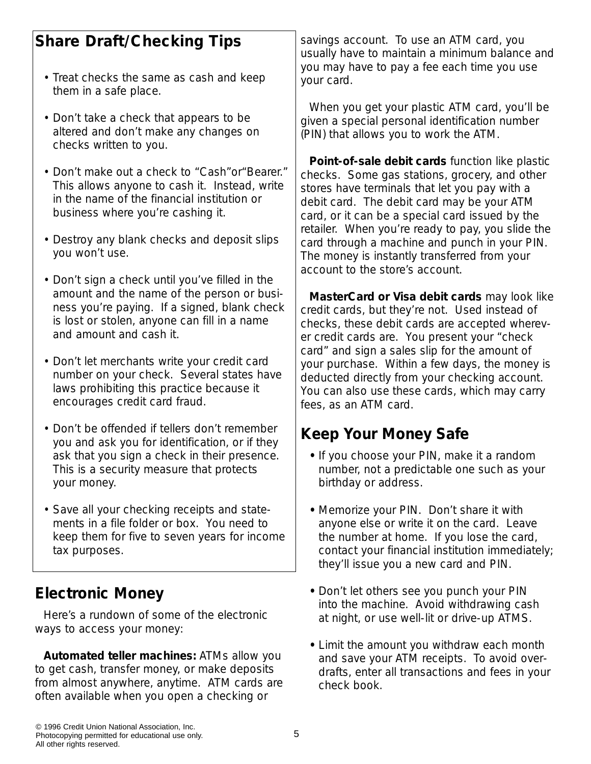## Share Draft/Checking Tips

- Treat checks the same as cash and keep them in a safe place.
- Don't take a check that appears to be altered and don't make any changes on checks written to you.
- Don't make out a check to "Cash"or"Bearer." This allows anyone to cash it. Instead, write in the name of the financial institution or business where you're cashing it.
- Destroy any blank checks and deposit slips you won't use.
- Don't sign a check until you've filled in the amount and the name of the person or business you're paying. If a signed, blank check is lost or stolen, anyone can fill in a name and amount and cash it.
- Don't let merchants write your credit card number on your check. Several states have laws prohibiting this practice because it encourages credit card fraud.
- Don't be offended if tellers don't remember you and ask you for identification, or if they ask that you sign a check in their presence. This is a security measure that protects your money.
- Save all your checking receipts and statements in a file folder or box. You need to keep them for five to seven years for income tax purposes.

## Electronic Money

Here's a rundown of some of the electronic ways to access your money:

**Automated teller machines:** ATMs allow you to get cash, transfer money, or make deposits from almost anywhere, anytime. ATM cards are often available when you open a checking or savings account. To use an ATM card, you usually have to maintain a minimum balance and you may have to pay a fee each time you use your card.

When you get your plastic ATM card, you'll be given a special personal identification number (PIN) that allows you to work the ATM.

**Point-of-sale debit cards** function like plastic checks. Some gas stations, grocery, and other stores have terminals that let you pay with a debit card. The debit card may be your ATM card, or it can be a special card issued by the retailer. When you're ready to pay, you slide the card through a machine and punch in your PIN. The money is instantly transferred from your account to the store's account.

**MasterCard or Visa debit cards** may look like credit cards, but they're not. Used instead of checks, these debit cards are accepted wherever credit cards are. You present your "check card" and sign a sales slip for the amount of your purchase. Within a few days, the money is deducted directly from your checking account. You can also use these cards, which may carry fees, as an ATM card.

## Keep Your Money Safe

- If you choose your PIN, make it a random number, not a predictable one such as your birthday or address.
- Memorize your PIN. Don't share it with anyone else or write it on the card. Leave the number at home. If you lose the card, contact your financial institution immediately; they'll issue you a new card and PIN.
- Don't let others see you punch your PIN into the machine. Avoid withdrawing cash at night, or use well-lit or drive-up ATMS.
- Limit the amount you withdraw each month and save your ATM receipts. To avoid overdrafts, enter all transactions and fees in your check book.

© 1996 Credit Union National Association, Inc.
Photocopying permitted for educational use only.
All other rights reserved.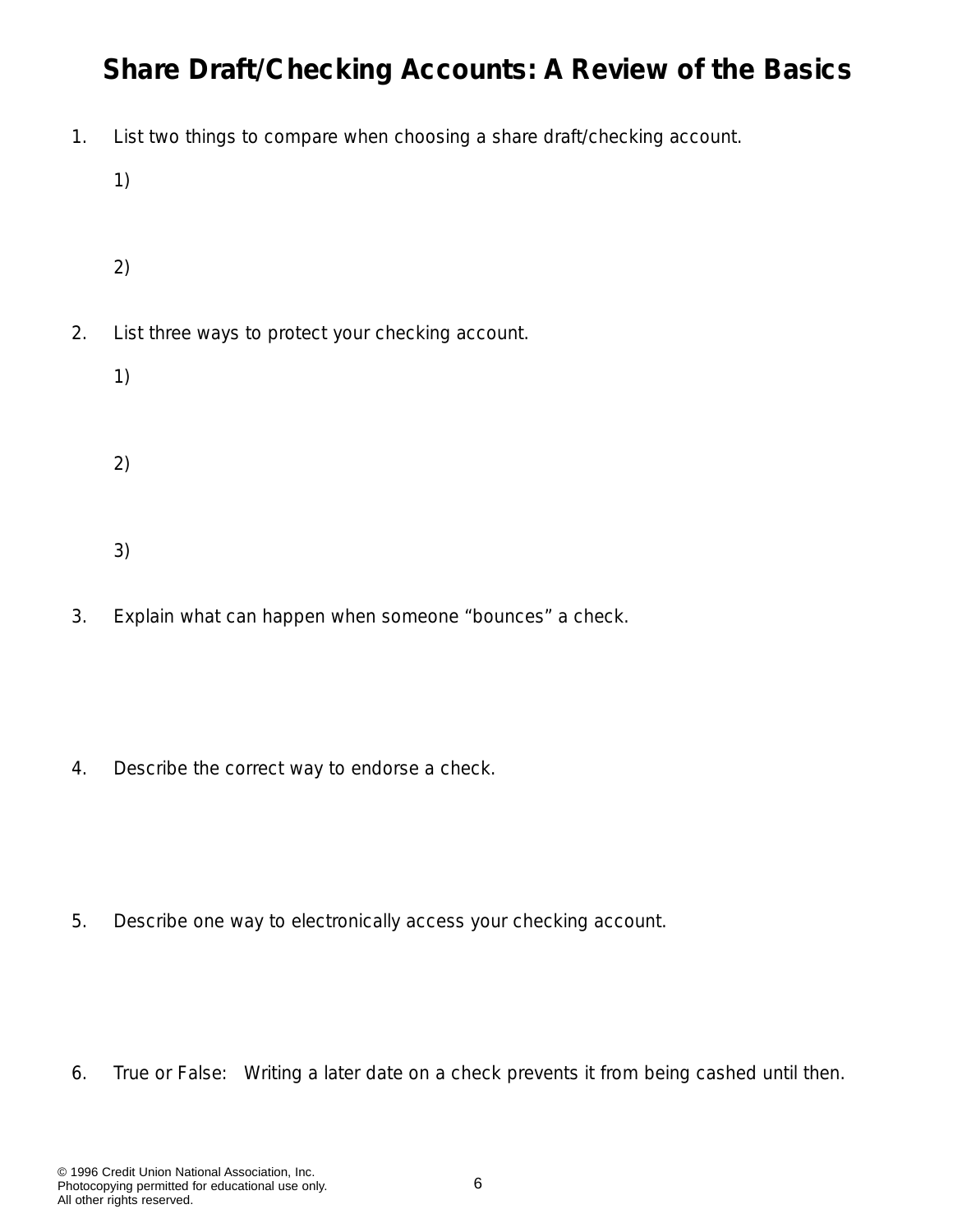# Share Draft/Checking Accounts: A Review of the Basics

1. List two things to compare when choosing a share draft/checking account.

   1)

   2)

2. List three ways to protect your checking account.

   1)

   2)

   3)

3. Explain what can happen when someone "bounces" a check.

4. Describe the correct way to endorse a check.

5. Describe one way to electronically access your checking account.

6. True or False: Writing a later date on a check prevents it from being cashed until then.

© 1996 Credit Union National Association, Inc.
Photocopying permitted for educational use only.
All other rights reserved.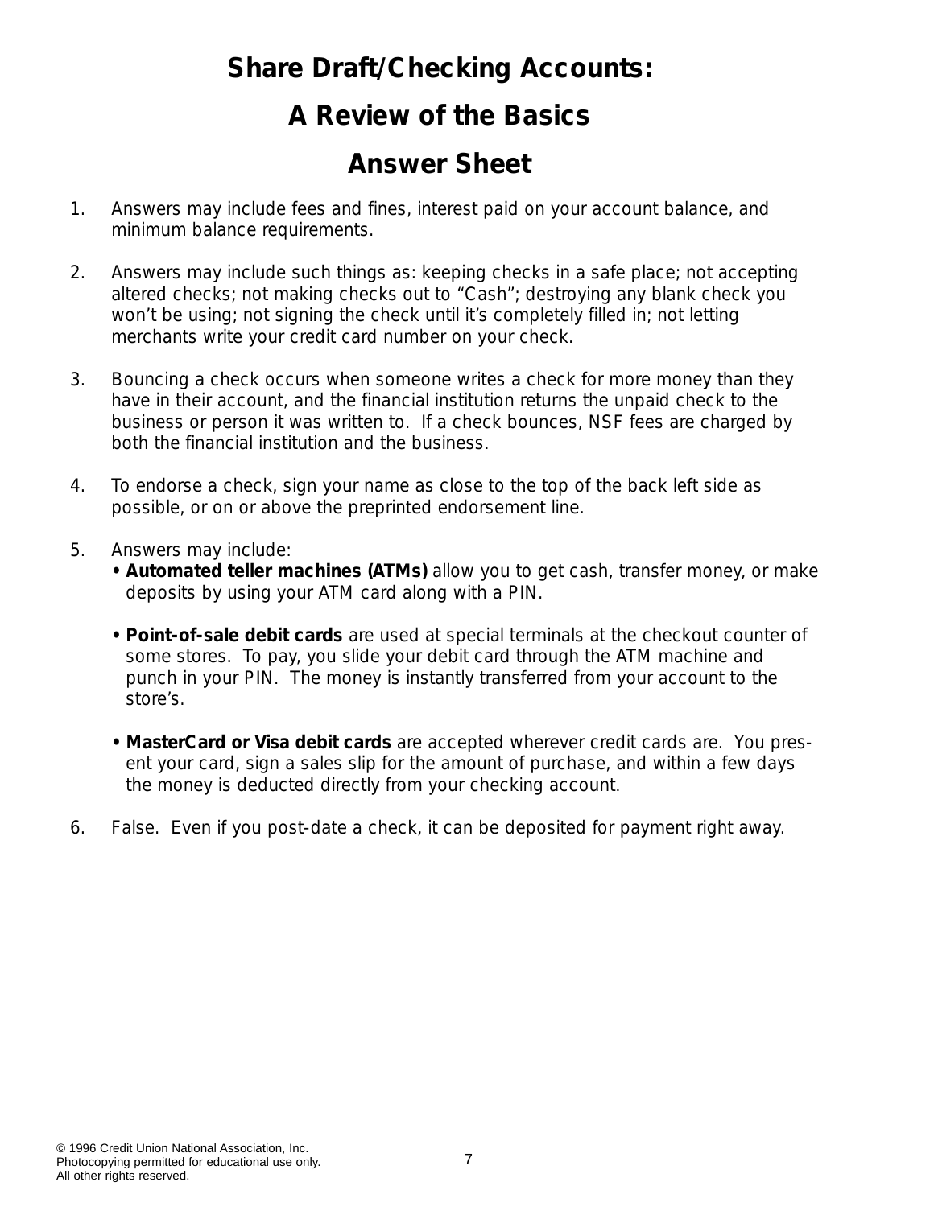# Share Draft/Checking Accounts:

# A Review of the Basics

# Answer Sheet

1. Answers may include fees and fines, interest paid on your account balance, and minimum balance requirements.

2. Answers may include such things as: keeping checks in a safe place; not accepting altered checks; not making checks out to "Cash"; destroying any blank check you won't be using; not signing the check until it's completely filled in; not letting merchants write your credit card number on your check.

3. Bouncing a check occurs when someone writes a check for more money than they have in their account, and the financial institution returns the unpaid check to the business or person it was written to. If a check bounces, NSF fees are charged by both the financial institution and the business.

4. To endorse a check, sign your name as close to the top of the back left side as possible, or on or above the preprinted endorsement line.

5. Answers may include:
   - **Automated teller machines (ATMs)** allow you to get cash, transfer money, or make deposits by using your ATM card along with a PIN.
   - **Point-of-sale debit cards** are used at special terminals at the checkout counter of some stores. To pay, you slide your debit card through the ATM machine and punch in your PIN. The money is instantly transferred from your account to the store's.
   - **MasterCard or Visa debit cards** are accepted wherever credit cards are. You present your card, sign a sales slip for the amount of purchase, and within a few days the money is deducted directly from your checking account.

6. False. Even if you post-date a check, it can be deposited for payment right away.

© 1996 Credit Union National Association, Inc.
Photocopying permitted for educational use only.
All other rights reserved.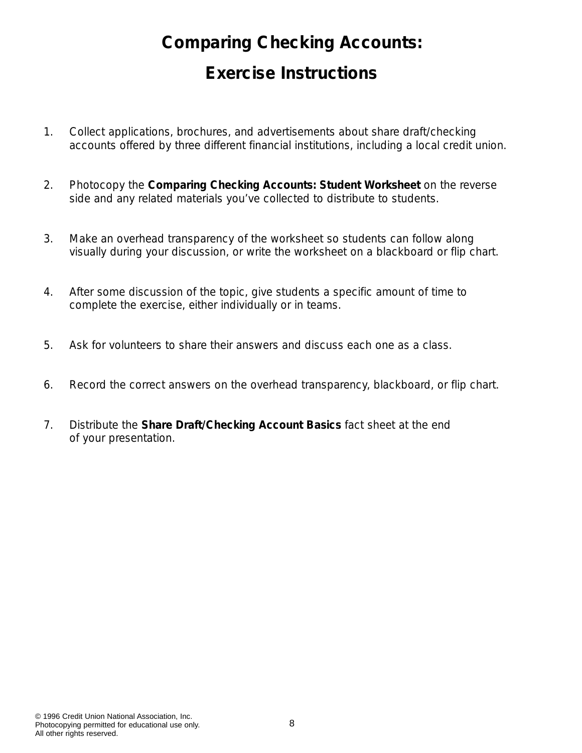# Comparing Checking Accounts:
# Exercise Instructions

1. Collect applications, brochures, and advertisements about share draft/checking accounts offered by three different financial institutions, including a local credit union.

2. Photocopy the **Comparing Checking Accounts: Student Worksheet** on the reverse side and any related materials you've collected to distribute to students.

3. Make an overhead transparency of the worksheet so students can follow along visually during your discussion, or write the worksheet on a blackboard or flip chart.

4. After some discussion of the topic, give students a specific amount of time to complete the exercise, either individually or in teams.

5. Ask for volunteers to share their answers and discuss each one as a class.

6. Record the correct answers on the overhead transparency, blackboard, or flip chart.

7. Distribute the **Share Draft/Checking Account Basics** fact sheet at the end of your presentation.

© 1996 Credit Union National Association, Inc.
Photocopying permitted for educational use only.
All other rights reserved.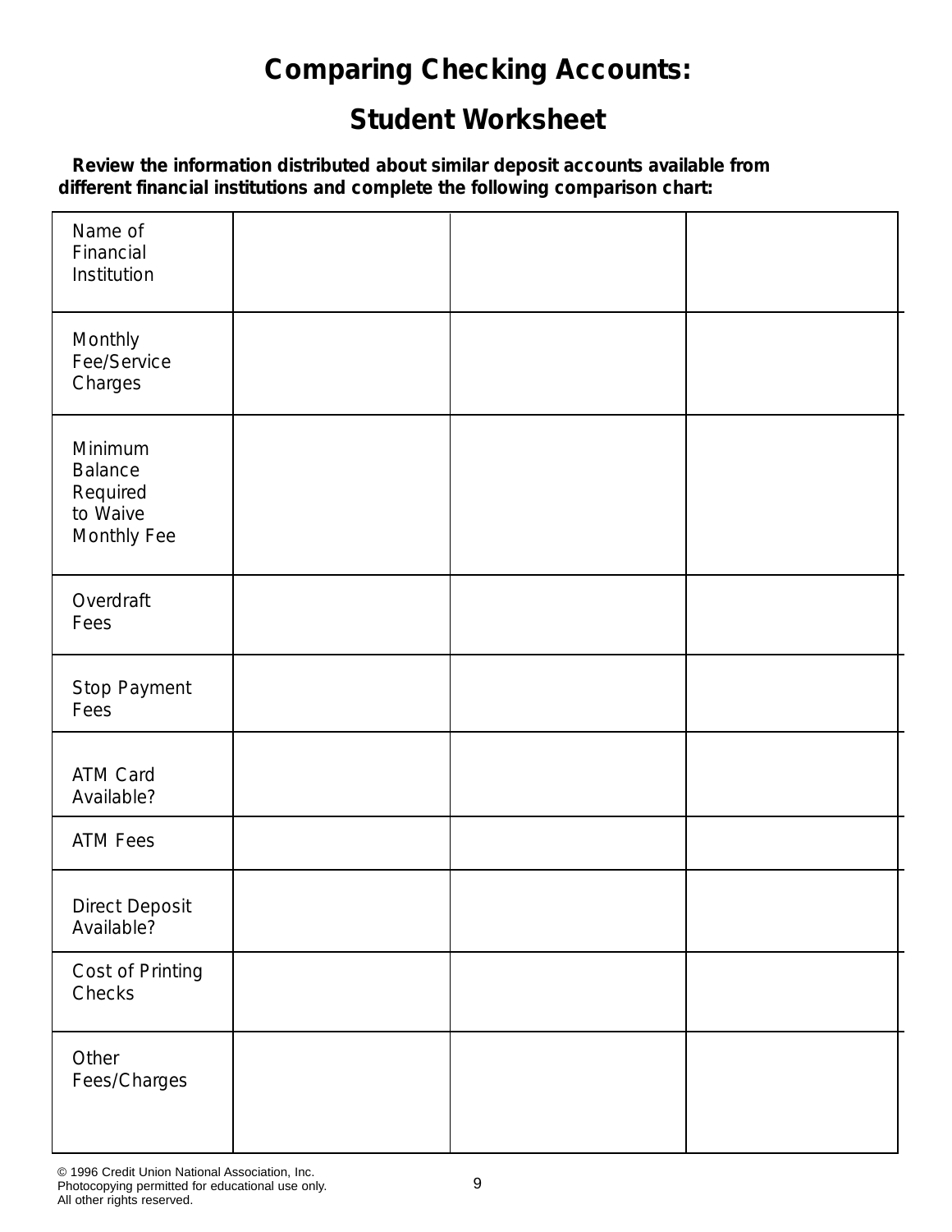# Comparing Checking Accounts:

## Student Worksheet

**Review the information distributed about similar deposit accounts available from different financial institutions and complete the following comparison chart:**

| Name of Financial Institution | | | |
|---|---|---|---|
| Monthly Fee/Service Charges | | | |
| Minimum Balance Required to Waive Monthly Fee | | | |
| Overdraft Fees | | | |
| Stop Payment Fees | | | |
| ATM Card Available? | | | |
| ATM Fees | | | |
| Direct Deposit Available? | | | |
| Cost of Printing Checks | | | |
| Other Fees/Charges | | | |

© 1996 Credit Union National Association, Inc.
Photocopying permitted for educational use only.
All other rights reserved.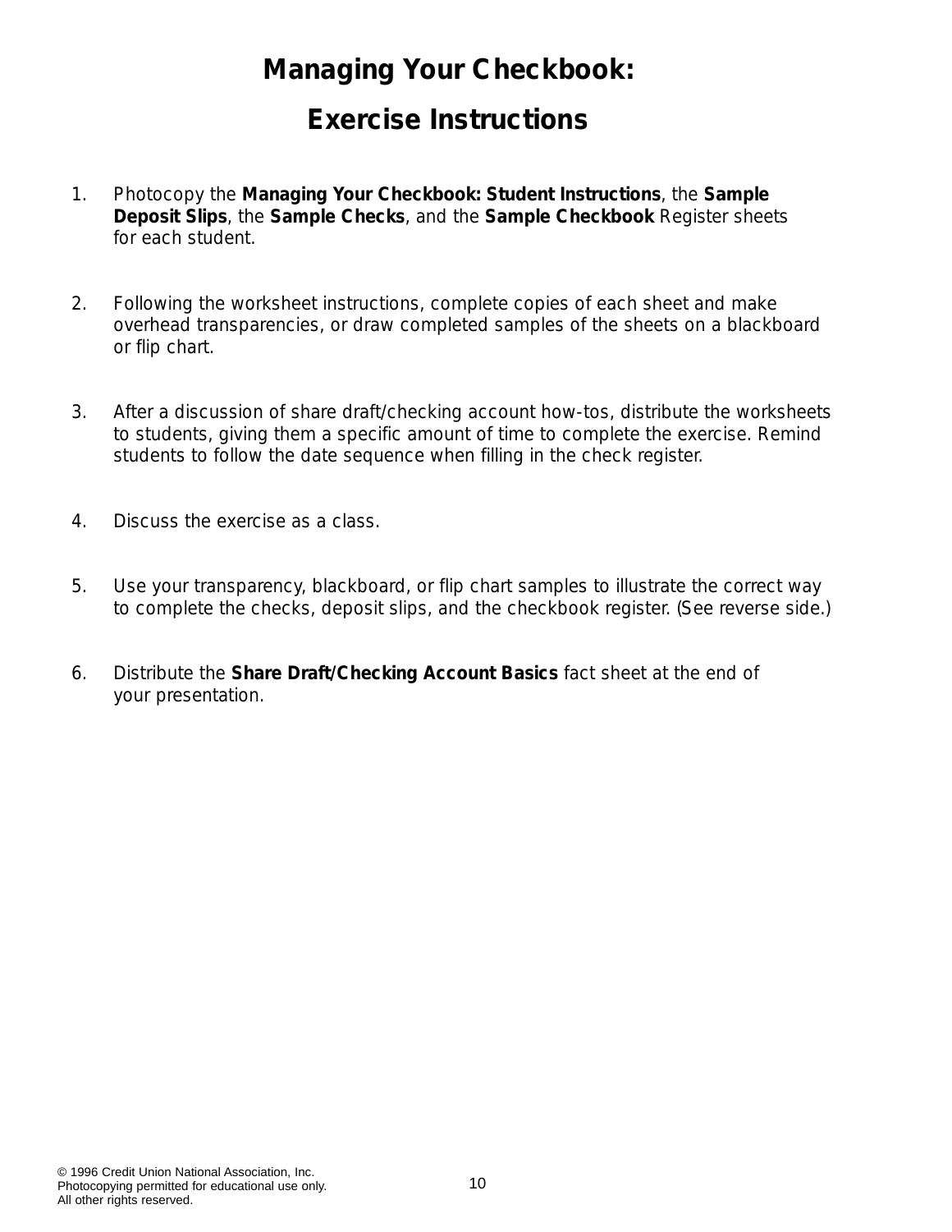# Managing Your Checkbook:

# Exercise Instructions

1. Photocopy the **Managing Your Checkbook: Student Instructions**, the **Sample Deposit Slips**, the **Sample Checks**, and the **Sample Checkbook** Register sheets for each student.

2. Following the worksheet instructions, complete copies of each sheet and make overhead transparencies, or draw completed samples of the sheets on a blackboard or flip chart.

3. After a discussion of share draft/checking account how-tos, distribute the worksheets to students, giving them a specific amount of time to complete the exercise. Remind students to follow the date sequence when filling in the check register.

4. Discuss the exercise as a class.

5. Use your transparency, blackboard, or flip chart samples to illustrate the correct way to complete the checks, deposit slips, and the checkbook register. (See reverse side.)

6. Distribute the **Share Draft/Checking Account Basics** fact sheet at the end of your presentation.

© 1996 Credit Union National Association, Inc.
Photocopying permitted for educational use only.
All other rights reserved.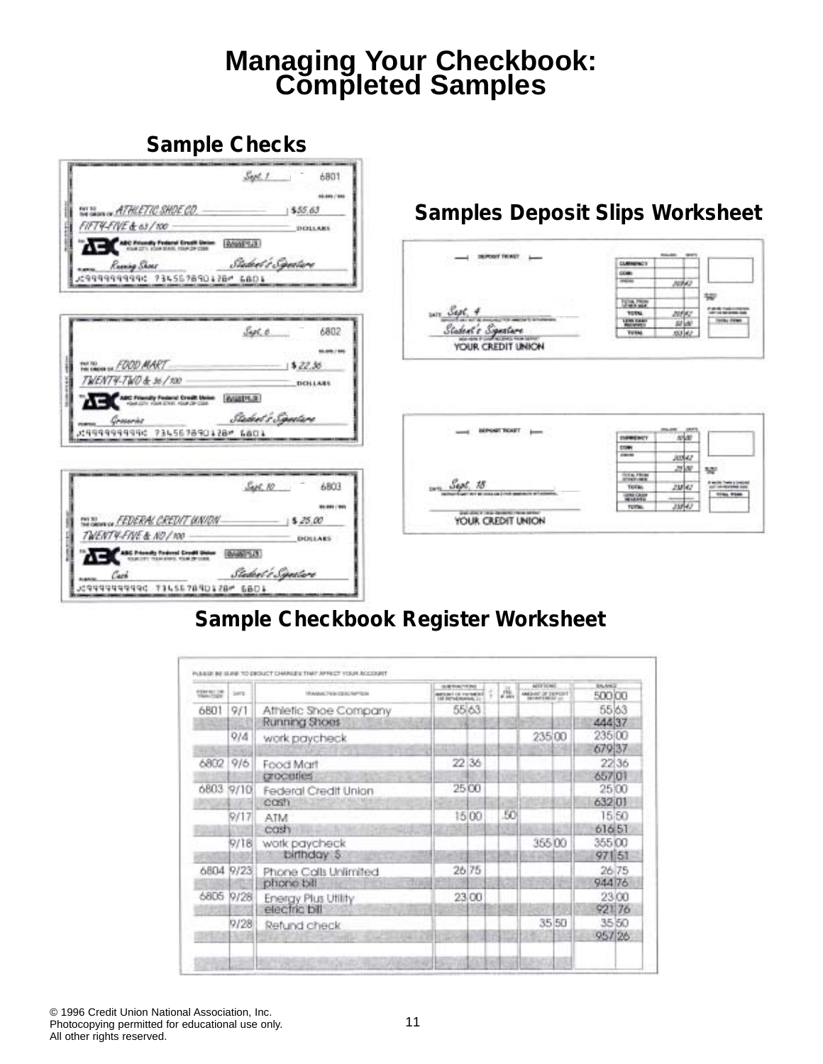# Managing Your Checkbook: Completed Samples

## Sample Checks

**Check 6801**

Sept. 1 — 6801

PAY TO THE ORDER OF ATHLETIC SHOE CO. — $ 55.63

FIFTY-FIVE & 63/100 — DOLLARS

ABC Friendly Federal Credit Union

MEMO: Running Shoes — Student's Signature

**Check 6802**

Sept. 6 — 6802

PAY TO THE ORDER OF FOOD MART — $ 22.36

TWENTY-TWO & 36/100 — DOLLARS

ABC Friendly Federal Credit Union

MEMO: Groceries — Student's Signature

**Check 6803**

Sept. 10 — 6803

PAY TO THE ORDER OF FEDERAL CREDIT UNION — $ 25.00

TWENTY-FIVE & NO/100 — DOLLARS

ABC Friendly Federal Credit Union

MEMO: Cash — Student's Signature

## Samples Deposit Slips Worksheet

**Deposit Ticket**

DATE: Sept. 4

Student's Signature

YOUR CREDIT UNION

| | |
|---|---|
| CURRENCY | |
| COIN | |
| CHECKS | 205.42 |
| TOTAL FROM OTHER SIDE | |
| TOTAL | 205.42 |
| LESS CASH RECEIVED | 50.00 |
| TOTAL | 155.42 |

**Deposit Ticket**

DATE: Sept. 18

YOUR CREDIT UNION

| | |
|---|---|
| CURRENCY | 10.00 |
| COIN | |
| CHECKS | 205.42 |
| | 25.00 |
| TOTAL FROM OTHER SIDE | |
| TOTAL | 238.42 |
| LESS CASH RECEIVED | |
| TOTAL | 238.42 |

## Sample Checkbook Register Worksheet

PLEASE BE SURE TO DEDUCT CHARGES THAT AFFECT YOUR ACCOUNT

| ITEM NO. OR TRANS. CODE | DATE | TRANSACTION DESCRIPTION | SUBTRACTIONS: AMOUNT OF PAYMENT OR WITHDRAWAL (–) | ✓ | FEE IF ANY | ADDITIONS: AMOUNT OF DEPOSIT OR INTEREST (+) | BALANCE 500.00 |
|---|---|---|---|---|---|---|---|
| 6801 | 9/1 | Athletic Shoe Company | 55.63 | | | | 55.63 |
| | | Running Shoes | | | | | 444.37 |
| | 9/4 | work paycheck | | | | 235.00 | 235.00 |
| | | | | | | | 679.37 |
| 6802 | 9/6 | Food Mart | 22.36 | | | | 22.36 |
| | | groceries | | | | | 657.01 |
| 6803 | 9/10 | Federal Credit Union | 25.00 | | | | 25.00 |
| | | cash | | | | | 632.01 |
| | 9/17 | ATM | 15.00 | | .50 | | 15.50 |
| | | cash | | | | | 616.51 |
| | 9/18 | work paycheck | | | | 355.00 | 355.00 |
| | | birthday $ | | | | | 971.51 |
| 6804 | 9/23 | Phone Calls Unlimited | 26.75 | | | | 26.75 |
| | | phone bill | | | | | 944.76 |
| 6805 | 9/28 | Energy Plus Utility | 23.00 | | | | 23.00 |
| | | electric bill | | | | | 921.76 |
| | 9/28 | Refund check | | | | 35.50 | 35.50 |
| | | | | | | | 957.26 |

© 1996 Credit Union National Association, Inc.
Photocopying permitted for educational use only.
All other rights reserved.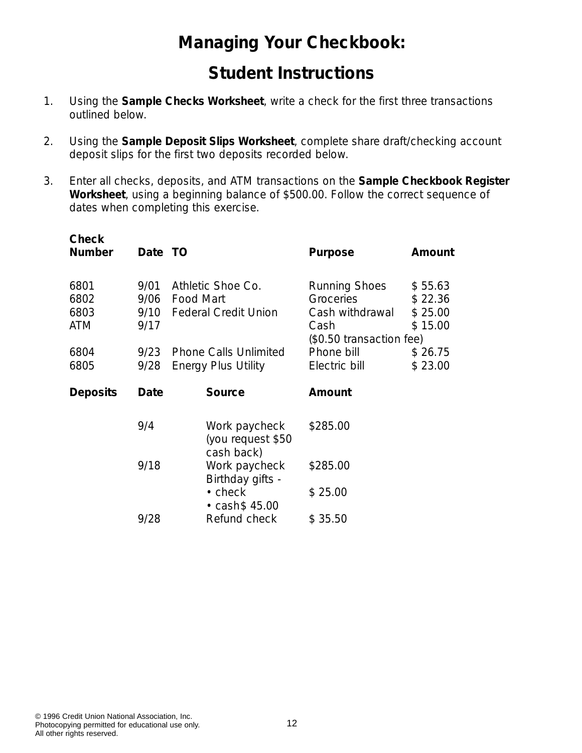# Managing Your Checkbook:

# Student Instructions

1. Using the **Sample Checks Worksheet**, write a check for the first three transactions outlined below.

2. Using the **Sample Deposit Slips Worksheet**, complete share draft/checking account deposit slips for the first two deposits recorded below.

3. Enter all checks, deposits, and ATM transactions on the **Sample Checkbook Register Worksheet**, using a beginning balance of $500.00. Follow the correct sequence of dates when completing this exercise.

| Check Number | Date | TO | Purpose | Amount |
|---|---|---|---|---|
| 6801 | 9/01 | Athletic Shoe Co. | Running Shoes | $ 55.63 |
| 6802 | 9/06 | Food Mart | Groceries | $ 22.36 |
| 6803 | 9/10 | Federal Credit Union | Cash withdrawal | $ 25.00 |
| ATM | 9/17 | | Cash ($0.50 transaction fee) | $ 15.00 |
| 6804 | 9/23 | Phone Calls Unlimited | Phone bill | $ 26.75 |
| 6805 | 9/28 | Energy Plus Utility | Electric bill | $ 23.00 |

| Deposits | Date | Source | Amount |
|---|---|---|---|
| | 9/4 | Work paycheck (you request $50 cash back) | $285.00 |
| | 9/18 | Work paycheck | $285.00 |
| | | Birthday gifts - | |
| | | • check | $ 25.00 |
| | | • cash$ 45.00 | |
| | 9/28 | Refund check | $ 35.50 |

© 1996 Credit Union National Association, Inc.
Photocopying permitted for educational use only.
All other rights reserved.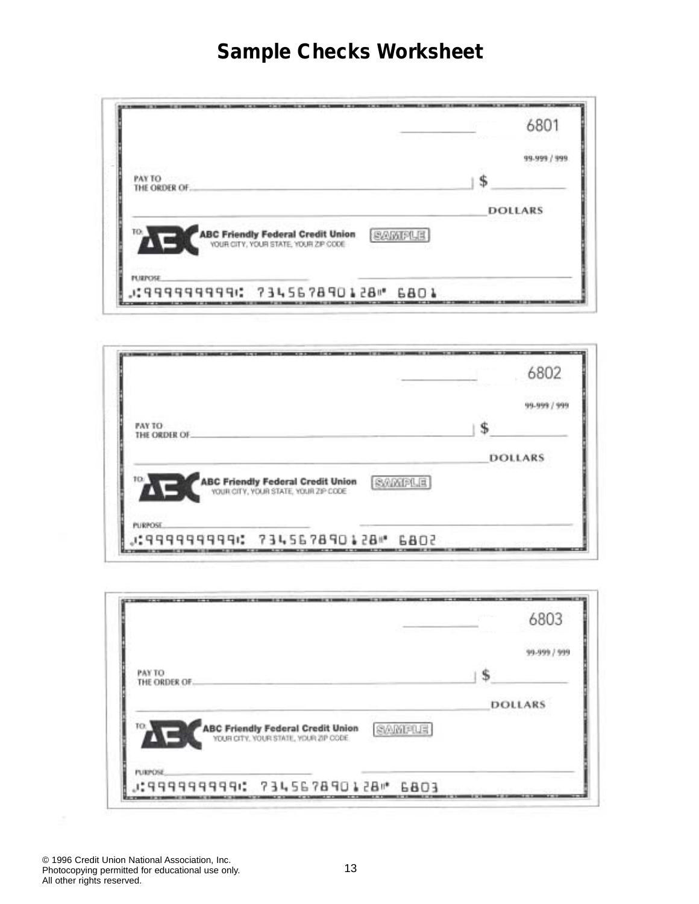# Sample Checks Worksheet

---

6801

99-999 / 999

PAY TO THE ORDER OF ______________________________ $ __________

______________________________________________ DOLLARS

TO: ABC Friendly Federal Credit Union
YOUR CITY, YOUR STATE, YOUR ZIP CODE

SAMPLE

PURPOSE ______________ ______________________

⑆999999999⑆ 7345678901 28⑈ 6801

---

6802

99-999 / 999

PAY TO THE ORDER OF ______________________________ $ __________

______________________________________________ DOLLARS

TO: ABC Friendly Federal Credit Union
YOUR CITY, YOUR STATE, YOUR ZIP CODE

SAMPLE

PURPOSE ______________ ______________________

⑆999999999⑆ 7345678901 28⑈ 6802

---

6803

99-999 / 999

PAY TO THE ORDER OF ______________________________ $ __________

______________________________________________ DOLLARS

TO: ABC Friendly Federal Credit Union
YOUR CITY, YOUR STATE, YOUR ZIP CODE

SAMPLE

PURPOSE ______________ ______________________

⑆999999999⑆ 7345678901 28⑈ 6803

---

© 1996 Credit Union National Association, Inc.
Photocopying permitted for educational use only.
All other rights reserved.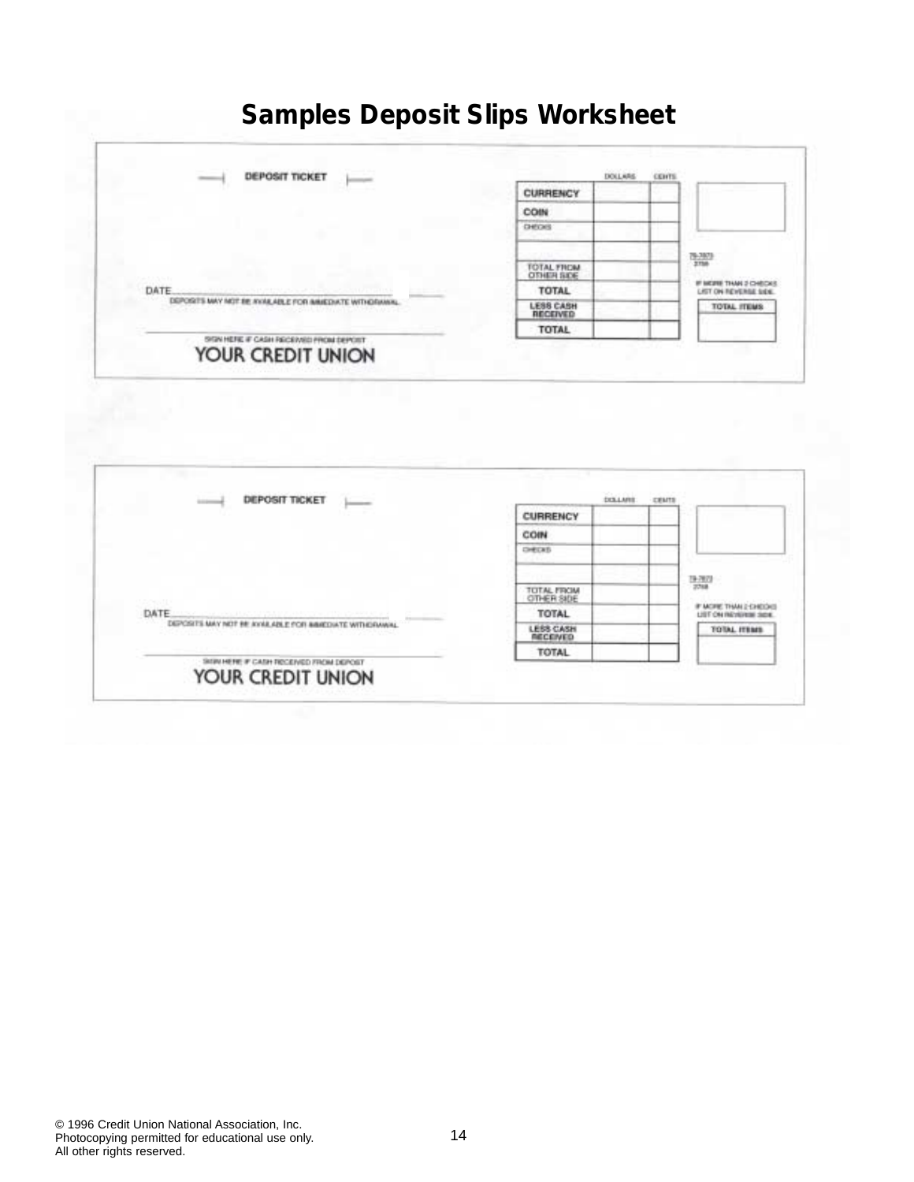# Samples Deposit Slips Worksheet

DEPOSIT TICKET

| | DOLLARS | CENTS |
|---|---|---|
| CURRENCY | | |
| COIN | | |
| CHECKS | | |
| | | |
| TOTAL FROM OTHER SIDE | | |
| TOTAL | | |
| LESS CASH RECEIVED | | |
| TOTAL | | |

79-7873
2759

IF MORE THAN 2 CHECKS LIST ON REVERSE SIDE.

TOTAL ITEMS

DATE\_\_\_\_\_\_\_\_\_\_\_\_\_\_\_\_\_\_\_\_

DEPOSITS MAY NOT BE AVAILABLE FOR IMMEDIATE WITHDRAWAL.

\_\_\_\_\_\_\_\_\_\_\_\_\_\_\_\_\_\_\_\_\_\_\_\_\_\_\_\_\_\_

SIGN HERE IF CASH RECEIVED FROM DEPOSIT

YOUR CREDIT UNION

---

DEPOSIT TICKET

| | DOLLARS | CENTS |
|---|---|---|
| CURRENCY | | |
| COIN | | |
| CHECKS | | |
| | | |
| TOTAL FROM OTHER SIDE | | |
| TOTAL | | |
| LESS CASH RECEIVED | | |
| TOTAL | | |

79-7873
2759

IF MORE THAN 2 CHECKS LIST ON REVERSE SIDE.

TOTAL ITEMS

DATE\_\_\_\_\_\_\_\_\_\_\_\_\_\_\_\_\_\_\_\_

DEPOSITS MAY NOT BE AVAILABLE FOR IMMEDIATE WITHDRAWAL.

\_\_\_\_\_\_\_\_\_\_\_\_\_\_\_\_\_\_\_\_\_\_\_\_\_\_\_\_\_\_

SIGN HERE IF CASH RECEIVED FROM DEPOSIT

YOUR CREDIT UNION

© 1996 Credit Union National Association, Inc.
Photocopying permitted for educational use only.
All other rights reserved.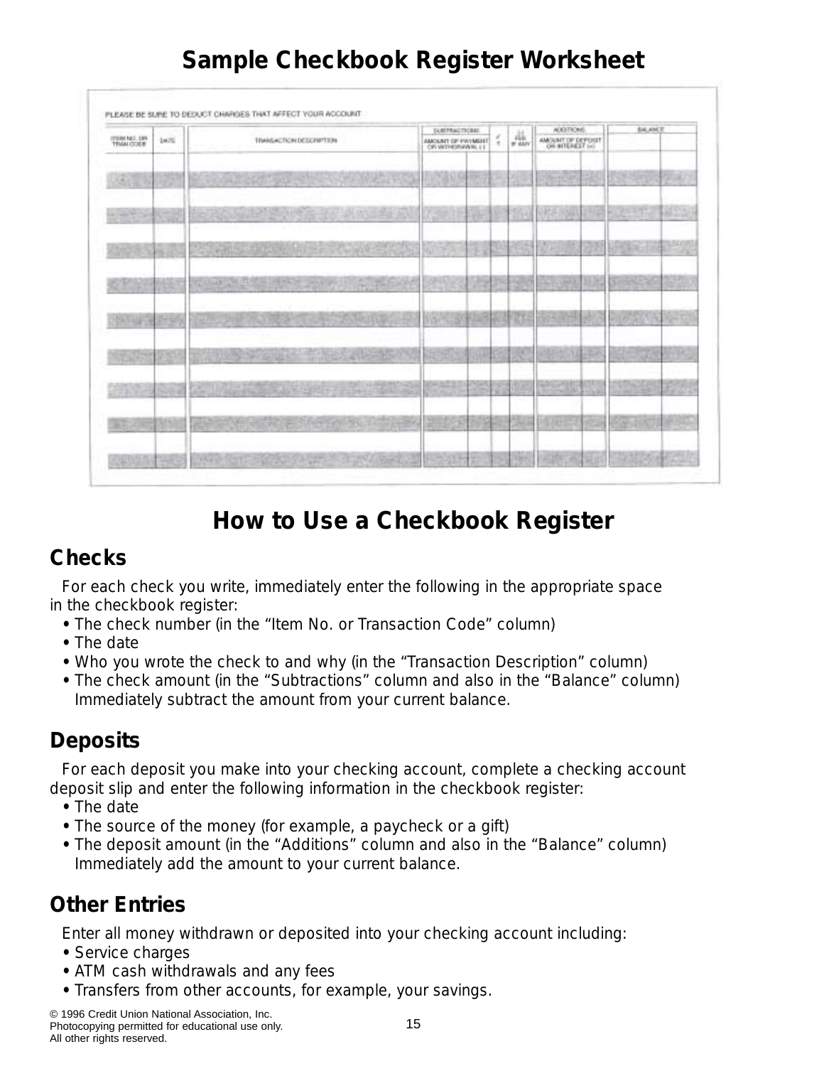# Sample Checkbook Register Worksheet

PLEASE BE SURE TO DEDUCT CHARGES THAT AFFECT YOUR ACCOUNT

| ITEM NO. OR TRAN CODE | DATE | TRANSACTION DESCRIPTION | SUBTRACTIONS | | | | ADDITIONS | | BALANCE | |
|---|---|---|---|---|---|---|---|---|---|---|
| | | | AMOUNT OF PAYMENT OR WITHDRAWAL (-) | | ✓ T | (-) FEE IF ANY | AMOUNT OF DEPOSIT OR INTEREST (+) | | | |
| | | | | | | | | | | |
| | | | | | | | | | | |
| | | | | | | | | | | |
| | | | | | | | | | | |
| | | | | | | | | | | |
| | | | | | | | | | | |
| | | | | | | | | | | |
| | | | | | | | | | | |
| | | | | | | | | | | |
| | | | | | | | | | | |
| | | | | | | | | | | |
| | | | | | | | | | | |
| | | | | | | | | | | |
| | | | | | | | | | | |
| | | | | | | | | | | |
| | | | | | | | | | | |
| | | | | | | | | | | |
| | | | | | | | | | | |

# How to Use a Checkbook Register

## Checks

For each check you write, immediately enter the following in the appropriate space in the checkbook register:

- The check number (in the "Item No. or Transaction Code" column)
- The date
- Who you wrote the check to and why (in the "Transaction Description" column)
- The check amount (in the "Subtractions" column and also in the "Balance" column) Immediately subtract the amount from your current balance.

## Deposits

For each deposit you make into your checking account, complete a checking account deposit slip and enter the following information in the checkbook register:

- The date
- The source of the money (for example, a paycheck or a gift)
- The deposit amount (in the "Additions" column and also in the "Balance" column) Immediately add the amount to your current balance.

## Other Entries

Enter all money withdrawn or deposited into your checking account including:

- Service charges
- ATM cash withdrawals and any fees
- Transfers from other accounts, for example, your savings.

© 1996 Credit Union National Association, Inc.
Photocopying permitted for educational use only.
All other rights reserved.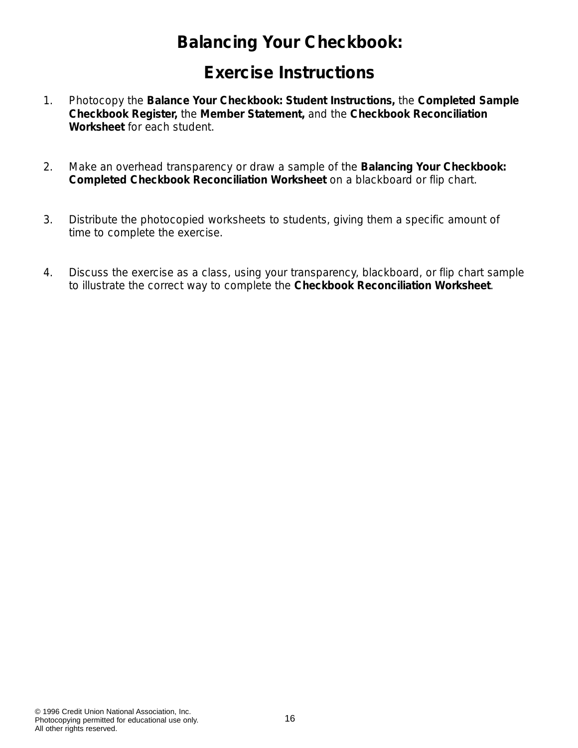# Balancing Your Checkbook:

# Exercise Instructions

1. Photocopy the **Balance Your Checkbook: Student Instructions,** the **Completed Sample Checkbook Register,** the **Member Statement,** and the **Checkbook Reconciliation Worksheet** for each student.

2. Make an overhead transparency or draw a sample of the **Balancing Your Checkbook: Completed Checkbook Reconciliation Worksheet** on a blackboard or flip chart.

3. Distribute the photocopied worksheets to students, giving them a specific amount of time to complete the exercise.

4. Discuss the exercise as a class, using your transparency, blackboard, or flip chart sample to illustrate the correct way to complete the **Checkbook Reconciliation Worksheet**.

© 1996 Credit Union National Association, Inc.
Photocopying permitted for educational use only.
All other rights reserved.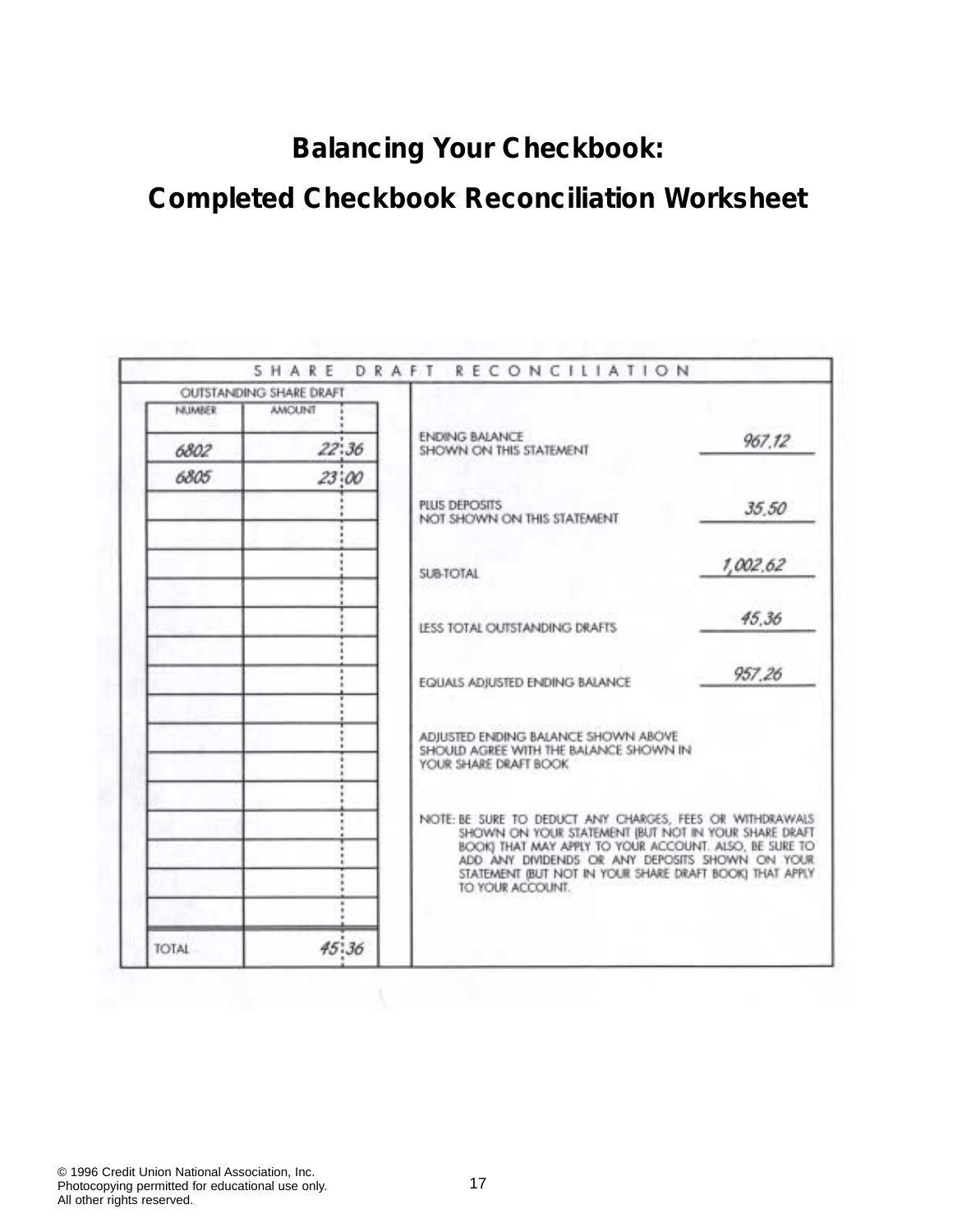# Balancing Your Checkbook:

## Completed Checkbook Reconciliation Worksheet

**SHARE DRAFT RECONCILIATION**

OUTSTANDING SHARE DRAFT

| NUMBER | AMOUNT |
|---|---|
| 6802 | 22.36 |
| 6805 | 23.00 |
| | |
| | |
| | |
| | |
| | |
| | |
| | |
| | |
| | |
| | |
| | |
| | |
| | |
| | |
| TOTAL | 45.36 |

| | |
|---|---|
| ENDING BALANCE SHOWN ON THIS STATEMENT | 967.12 |
| PLUS DEPOSITS NOT SHOWN ON THIS STATEMENT | 35.50 |
| SUB-TOTAL | 1,002.62 |
| LESS TOTAL OUTSTANDING DRAFTS | 45.36 |
| EQUALS ADJUSTED ENDING BALANCE | 957.26 |

ADJUSTED ENDING BALANCE SHOWN ABOVE SHOULD AGREE WITH THE BALANCE SHOWN IN YOUR SHARE DRAFT BOOK

NOTE: BE SURE TO DEDUCT ANY CHARGES, FEES OR WITHDRAWALS SHOWN ON YOUR STATEMENT (BUT NOT IN YOUR SHARE DRAFT BOOK) THAT MAY APPLY TO YOUR ACCOUNT. ALSO, BE SURE TO ADD ANY DIVIDENDS OR ANY DEPOSITS SHOWN ON YOUR STATEMENT (BUT NOT IN YOUR SHARE DRAFT BOOK) THAT APPLY TO YOUR ACCOUNT.

© 1996 Credit Union National Association, Inc.
Photocopying permitted for educational use only.
All other rights reserved.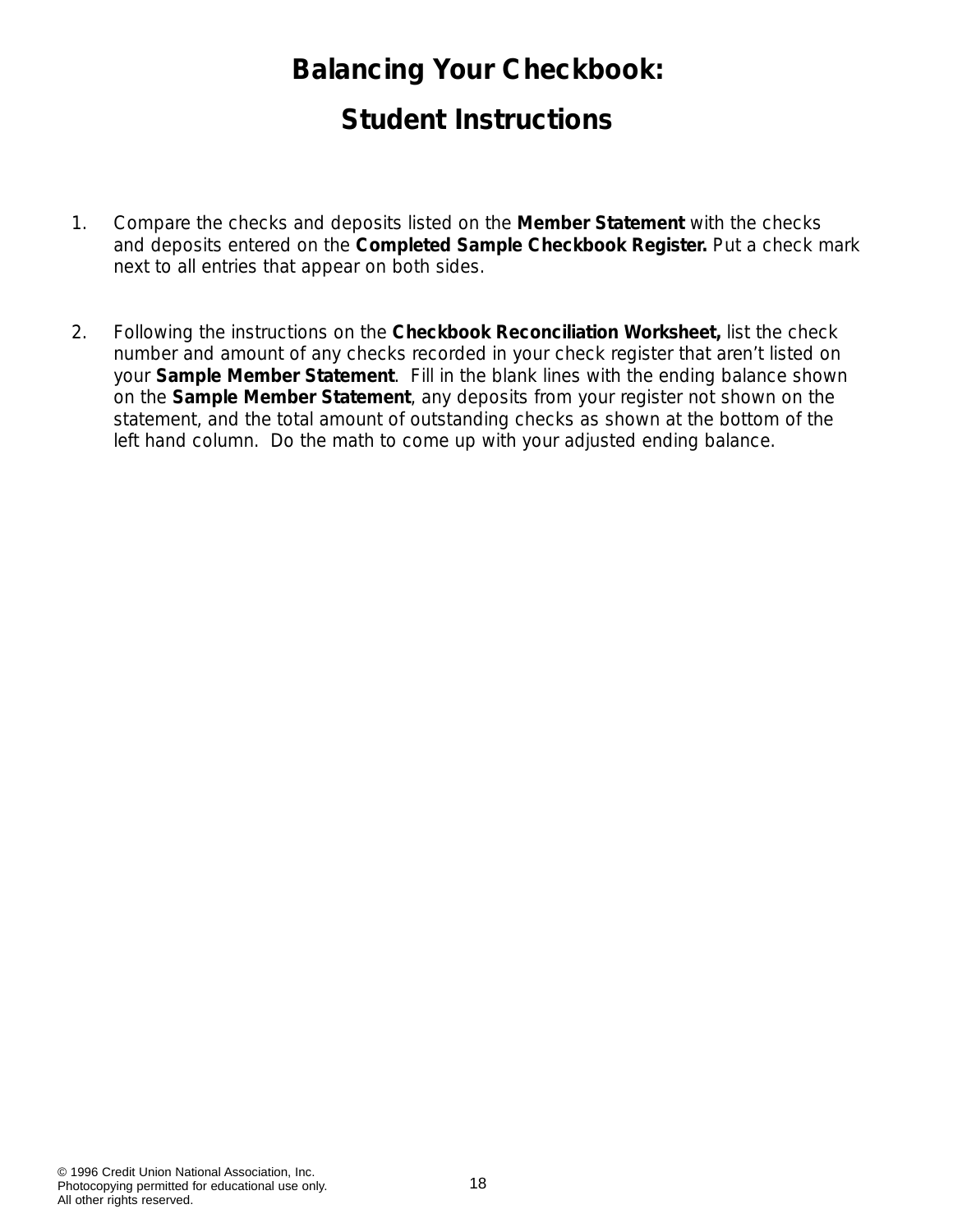# Balancing Your Checkbook:

# Student Instructions

1. Compare the checks and deposits listed on the **Member Statement** with the checks and deposits entered on the **Completed Sample Checkbook Register.** Put a check mark next to all entries that appear on both sides.

2. Following the instructions on the **Checkbook Reconciliation Worksheet,** list the check number and amount of any checks recorded in your check register that aren't listed on your **Sample Member Statement**. Fill in the blank lines with the ending balance shown on the **Sample Member Statement**, any deposits from your register not shown on the statement, and the total amount of outstanding checks as shown at the bottom of the left hand column. Do the math to come up with your adjusted ending balance.

© 1996 Credit Union National Association, Inc.
Photocopying permitted for educational use only.
All other rights reserved.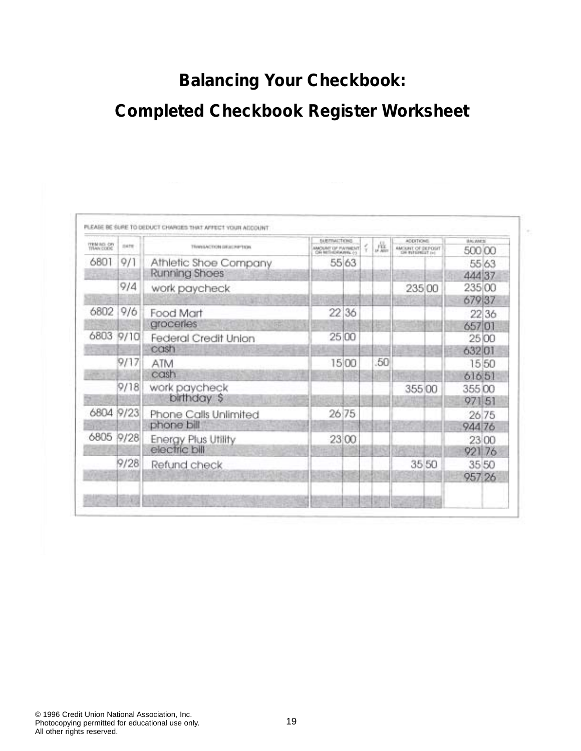# Balancing Your Checkbook:

## Completed Checkbook Register Worksheet

PLEASE BE SURE TO DEDUCT CHARGES THAT AFFECT YOUR ACCOUNT

| ITEM NO. OR TRAN CODE | DATE | TRANSACTION DESCRIPTION | SUBTRACTIONS AMOUNT OF PAYMENT OR WITHDRAWAL (-) | ✓ T | (-) FEE (IF ANY) | ADDITIONS AMOUNT OF DEPOSIT OR INTEREST (+) | BALANCE |
|---|---|---|---|---|---|---|---|
| | | | | | | | 500 00 |
| 6801 | 9/1 | Athletic Shoe Company | 55 63 | | | | 55 63 |
| | | Running Shoes | | | | | 444 37 |
| | 9/4 | work paycheck | | | | 235 00 | 235 00 |
| | | | | | | | 679 37 |
| 6802 | 9/6 | Food Mart | 22 36 | | | | 22 36 |
| | | groceries | | | | | 657 01 |
| 6803 | 9/10 | Federal Credit Union | 25 00 | | | | 25 00 |
| | | cash | | | | | 632 01 |
| | 9/17 | ATM | 15 00 | | .50 | | 15 50 |
| | | cash | | | | | 616 51 |
| | 9/18 | work paycheck | | | | 355 00 | 355 00 |
| | | birthday $ | | | | | 971 51 |
| 6804 | 9/23 | Phone Calls Unlimited | 26 75 | | | | 26 75 |
| | | phone bill | | | | | 944 76 |
| 6805 | 9/28 | Energy Plus Utility | 23 00 | | | | 23 00 |
| | | electric bill | | | | | 921 76 |
| | 9/28 | Refund check | | | | 35 50 | 35 50 |
| | | | | | | | 957 26 |

© 1996 Credit Union National Association, Inc.
Photocopying permitted for educational use only.
All other rights reserved.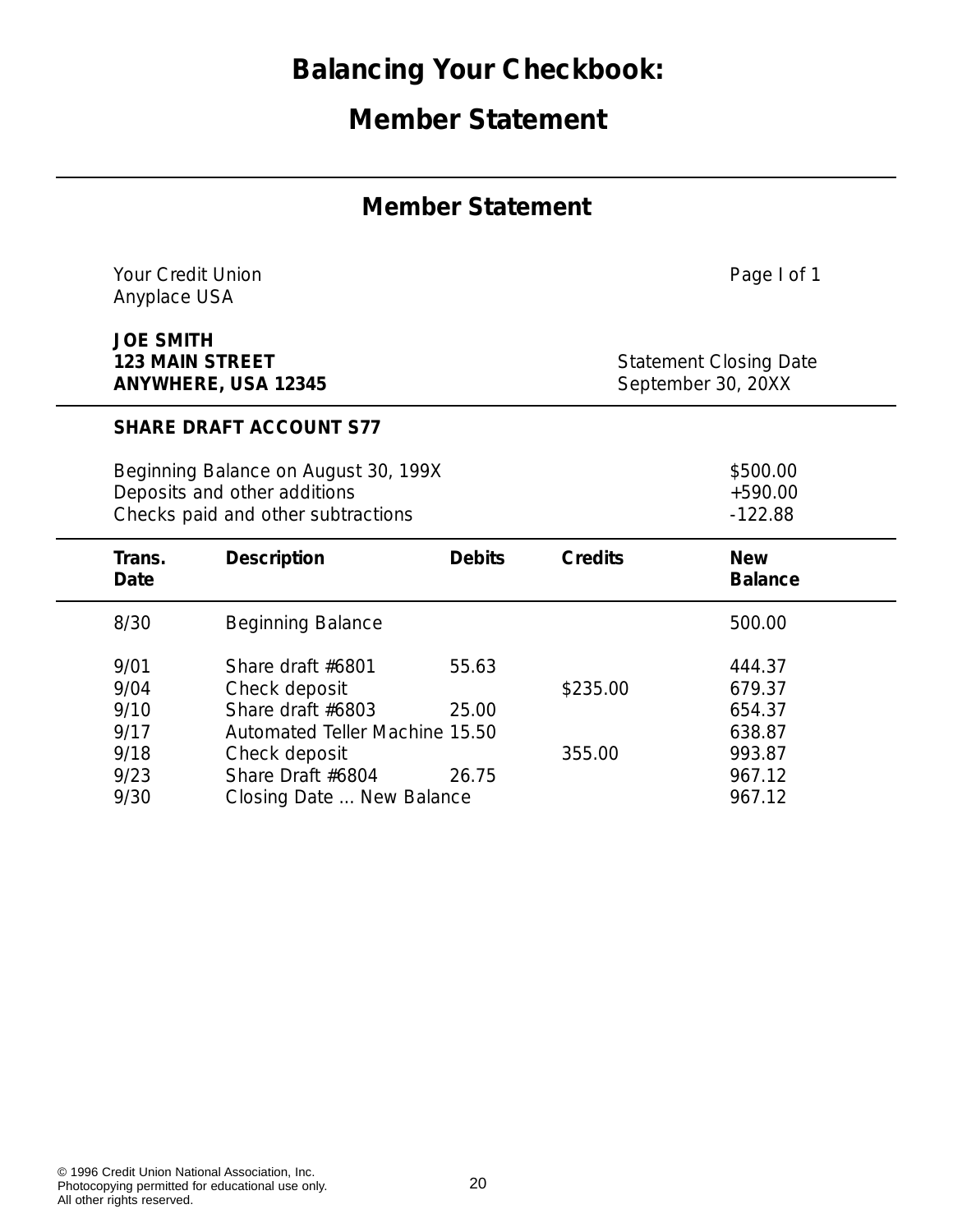# Balancing Your Checkbook:

# Member Statement

## Member Statement

Your Credit Union
Anyplace USA

Page I of 1

**JOE SMITH**
**123 MAIN STREET**
**ANYWHERE, USA 12345**

Statement Closing Date
September 30, 20XX

**SHARE DRAFT ACCOUNT S77**

| | |
|---|---|
| Beginning Balance on August 30, 199X | $500.00 |
| Deposits and other additions | +590.00 |
| Checks paid and other subtractions | -122.88 |

| Trans. Date | Description | Debits | Credits | New Balance |
|---|---|---|---|---|
| 8/30 | Beginning Balance | | | 500.00 |
| 9/01 | Share draft #6801 | 55.63 | | 444.37 |
| 9/04 | Check deposit | | $235.00 | 679.37 |
| 9/10 | Share draft #6803 | 25.00 | | 654.37 |
| 9/17 | Automated Teller Machine | 15.50 | | 638.87 |
| 9/18 | Check deposit | | 355.00 | 993.87 |
| 9/23 | Share Draft #6804 | 26.75 | | 967.12 |
| 9/30 | Closing Date ... New Balance | | | 967.12 |

© 1996 Credit Union National Association, Inc.
Photocopying permitted for educational use only.
All other rights reserved.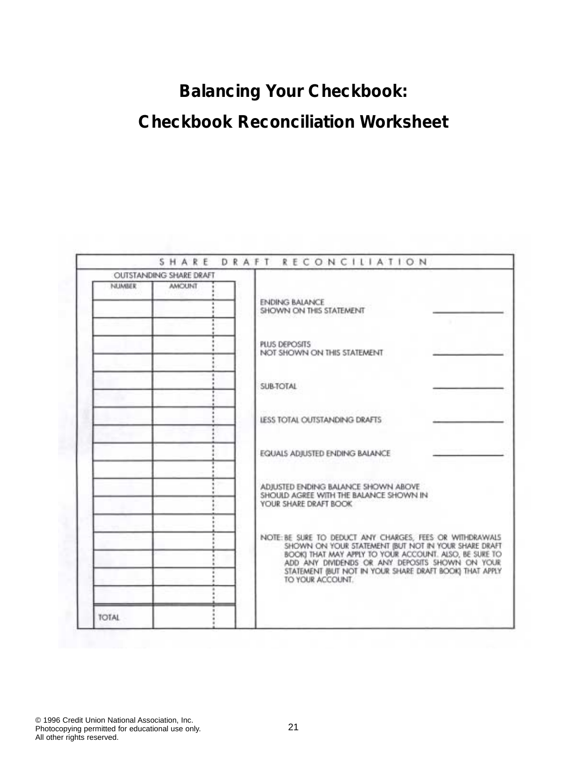# Balancing Your Checkbook:

# Checkbook Reconciliation Worksheet

## SHARE DRAFT RECONCILIATION

OUTSTANDING SHARE DRAFT

| NUMBER | AMOUNT |
|---|---|
| | |
| | |
| | |
| | |
| | |
| | |
| | |
| | |
| | |
| | |
| | |
| | |
| | |
| | |
| | |
| | |
| | |
| TOTAL | |

ENDING BALANCE SHOWN ON THIS STATEMENT \_\_\_\_\_\_\_\_\_\_\_\_

PLUS DEPOSITS NOT SHOWN ON THIS STATEMENT \_\_\_\_\_\_\_\_\_\_\_\_

SUB-TOTAL \_\_\_\_\_\_\_\_\_\_\_\_

LESS TOTAL OUTSTANDING DRAFTS \_\_\_\_\_\_\_\_\_\_\_\_

EQUALS ADJUSTED ENDING BALANCE \_\_\_\_\_\_\_\_\_\_\_\_

ADJUSTED ENDING BALANCE SHOWN ABOVE SHOULD AGREE WITH THE BALANCE SHOWN IN YOUR SHARE DRAFT BOOK

NOTE: BE SURE TO DEDUCT ANY CHARGES, FEES OR WITHDRAWALS SHOWN ON YOUR STATEMENT (BUT NOT IN YOUR SHARE DRAFT BOOK) THAT MAY APPLY TO YOUR ACCOUNT. ALSO, BE SURE TO ADD ANY DIVIDENDS OR ANY DEPOSITS SHOWN ON YOUR STATEMENT (BUT NOT IN YOUR SHARE DRAFT BOOK) THAT APPLY TO YOUR ACCOUNT.

© 1996 Credit Union National Association, Inc.
Photocopying permitted for educational use only.
All other rights reserved.